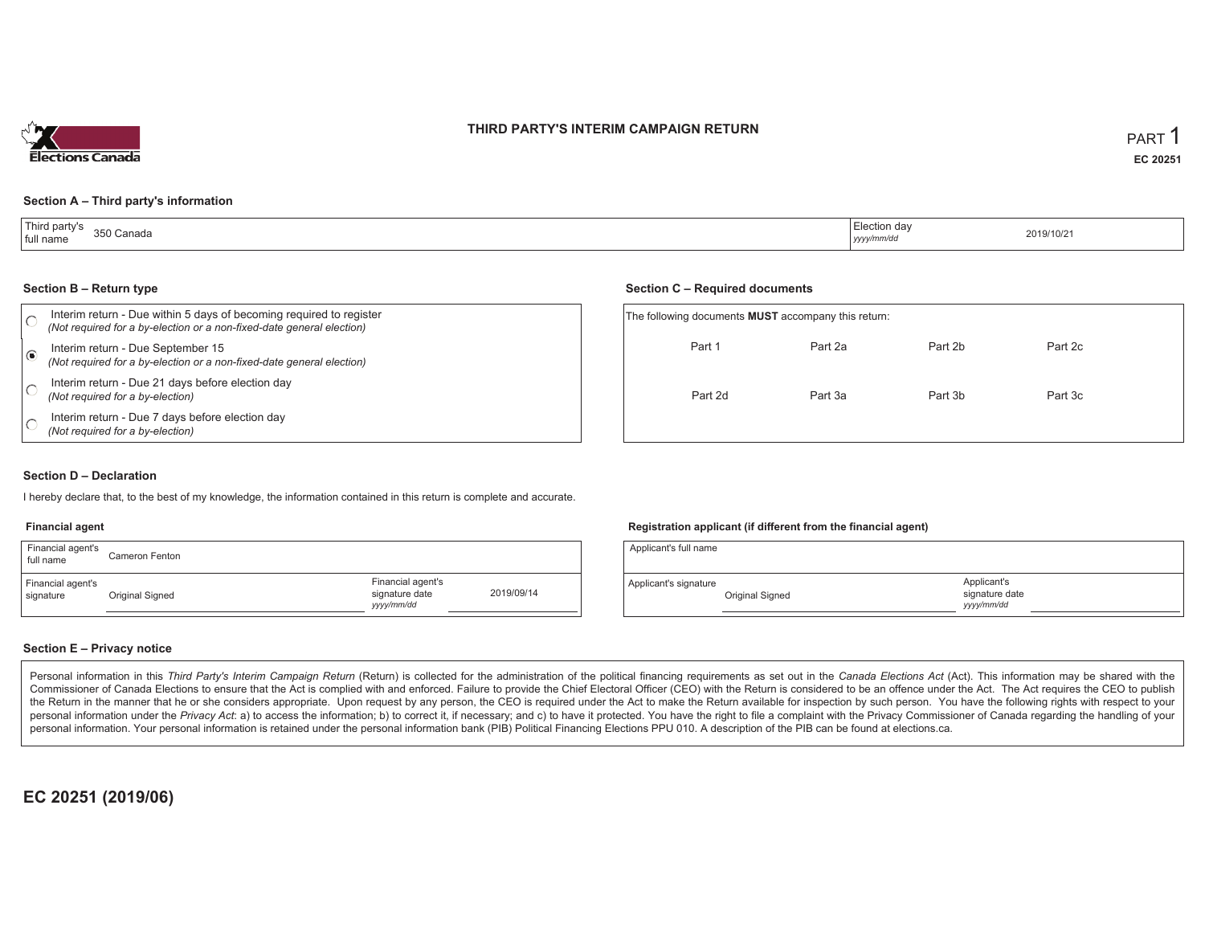# THIRD PARTY'S INTERIM CAMPAIGN RETURN

PART 1

**EC 20251**

## Section A – Third party's information

| Third party's full name | 350 Canada | Election day *yyyy/mm/dd* | 2019/10/21 |
|---|---|---|---|

## Section B – Return type

- ○ Interim return - Due within 5 days of becoming required to register *(Not required for a by-election or a non-fixed-date general election)*
- ◉ Interim return - Due September 15 *(Not required for a by-election or a non-fixed-date general election)*
- ○ Interim return - Due 21 days before election day *(Not required for a by-election)*
- ○ Interim return - Due 7 days before election day *(Not required for a by-election)*

## Section C – Required documents

The following documents **MUST** accompany this return:

| | | | |
|---|---|---|---|
| Part 1 | Part 2a | Part 2b | Part 2c |
| Part 2d | Part 3a | Part 3b | Part 3c |

## Section D – Declaration

I hereby declare that, to the best of my knowledge, the information contained in this return is complete and accurate.

### Financial agent

| Financial agent's full name | Cameron Fenton | | |
|---|---|---|---|
| Financial agent's signature | Original Signed | Financial agent's signature date *yyyy/mm/dd* | 2019/09/14 |

### Registration applicant (if different from the financial agent)

| Applicant's full name | | | |
|---|---|---|---|
| Applicant's signature | Original Signed | Applicant's signature date *yyyy/mm/dd* | |

## Section E – Privacy notice

Personal information in this *Third Party's Interim Campaign Return* (Return) is collected for the administration of the political financing requirements as set out in the *Canada Elections Act* (Act). This information may be shared with the Commissioner of Canada Elections to ensure that the Act is complied with and enforced. Failure to provide the Chief Electoral Officer (CEO) with the Return is considered to be an offence under the Act. The Act requires the CEO to publish the Return in the manner that he or she considers appropriate. Upon request by any person, the CEO is required under the Act to make the Return available for inspection by such person. You have the following rights with respect to your personal information under the *Privacy Act*: a) to access the information; b) to correct it, if necessary; and c) to have it protected. You have the right to file a complaint with the Privacy Commissioner of Canada regarding the handling of your personal information. Your personal information is retained under the personal information bank (PIB) Political Financing Elections PPU 010. A description of the PIB can be found at elections.ca.

**EC 20251 (2019/06)**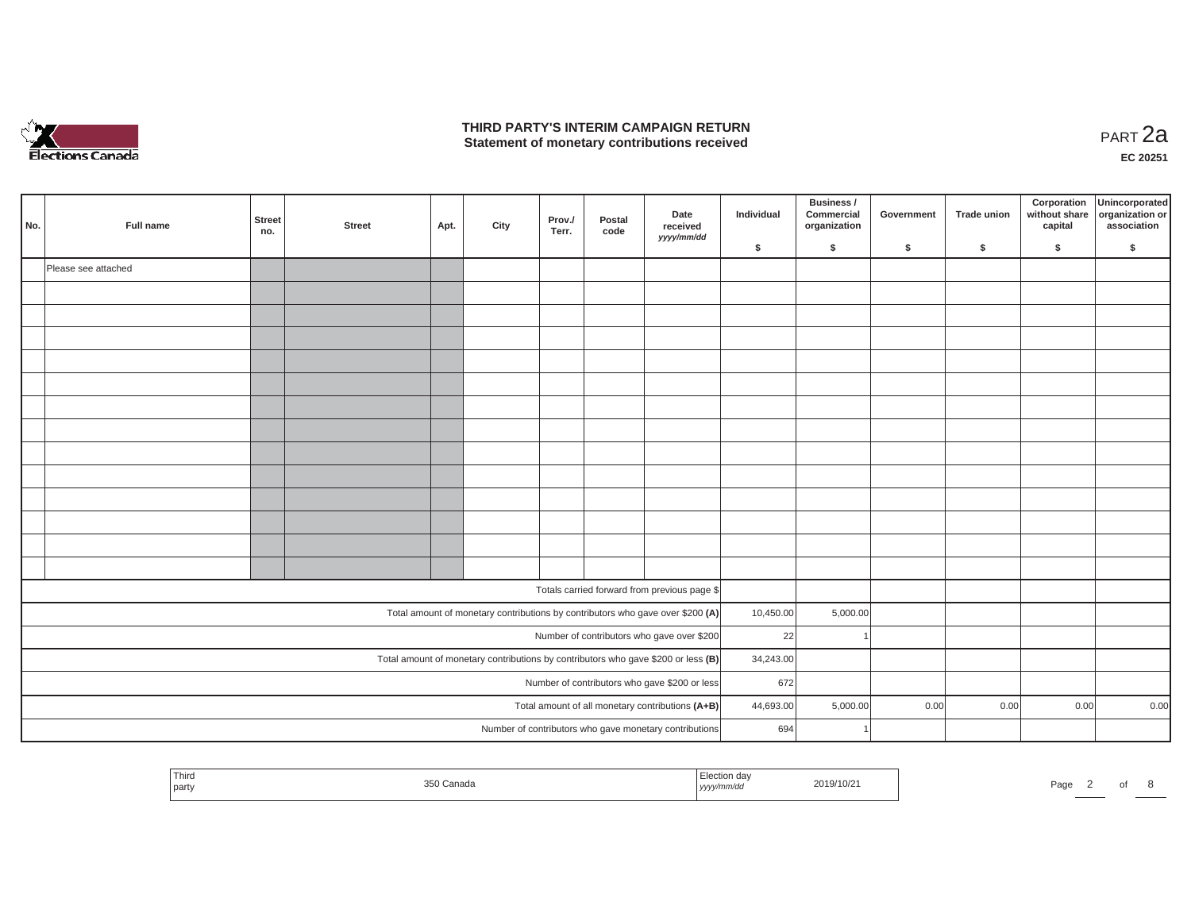# THIRD PARTY'S INTERIM CAMPAIGN RETURN
## Statement of monetary contributions received

PART 2a

EC 20251

| No. | Full name | Street no. | Street | Apt. | City | Prov./ Terr. | Postal code | Date received yyyy/mm/dd | Individual $ | Business / Commercial organization $ | Government $ | Trade union $ | Corporation without share capital $ | Unincorporated organization or association $ |
|---|---|---|---|---|---|---|---|---|---|---|---|---|---|---|
| | Please see attached | | | | | | | | | | | | | |
| | | | | | | | | | | | | | | |
| | | | | | | | | | | | | | | |
| | | | | | | | | | | | | | | |
| | | | | | | | | | | | | | | |
| | | | | | | | | | | | | | | |
| | | | | | | | | | | | | | | |
| | | | | | | | | | | | | | | |
| | | | | | | | | | | | | | | |
| | | | | | | | | | | | | | | |
| | | | | | | | | | | | | | | |
| | | | | | | | | | | | | | | |
| | | | | | | | | | | | | | | |
| | | | | | | | | | | | | | | |
| Totals carried forward from previous page $ | | | | | | | | | | | | | | |
| Total amount of monetary contributions by contributors who gave over $200 **(A)** | | | | | | | | | 10,450.00 | 5,000.00 | | | | |
| Number of contributors who gave over $200 | | | | | | | | | 22 | 1 | | | | |
| Total amount of monetary contributions by contributors who gave $200 or less **(B)** | | | | | | | | | 34,243.00 | | | | | |
| Number of contributors who gave $200 or less | | | | | | | | | 672 | | | | | |
| Total amount of all monetary contributions **(A+B)** | | | | | | | | | 44,693.00 | 5,000.00 | 0.00 | 0.00 | 0.00 | 0.00 |
| Number of contributors who gave monetary contributions | | | | | | | | | 694 | 1 | | | | |

| Third party | 350 Canada | Election day yyyy/mm/dd | 2019/10/21 |
|---|---|---|---|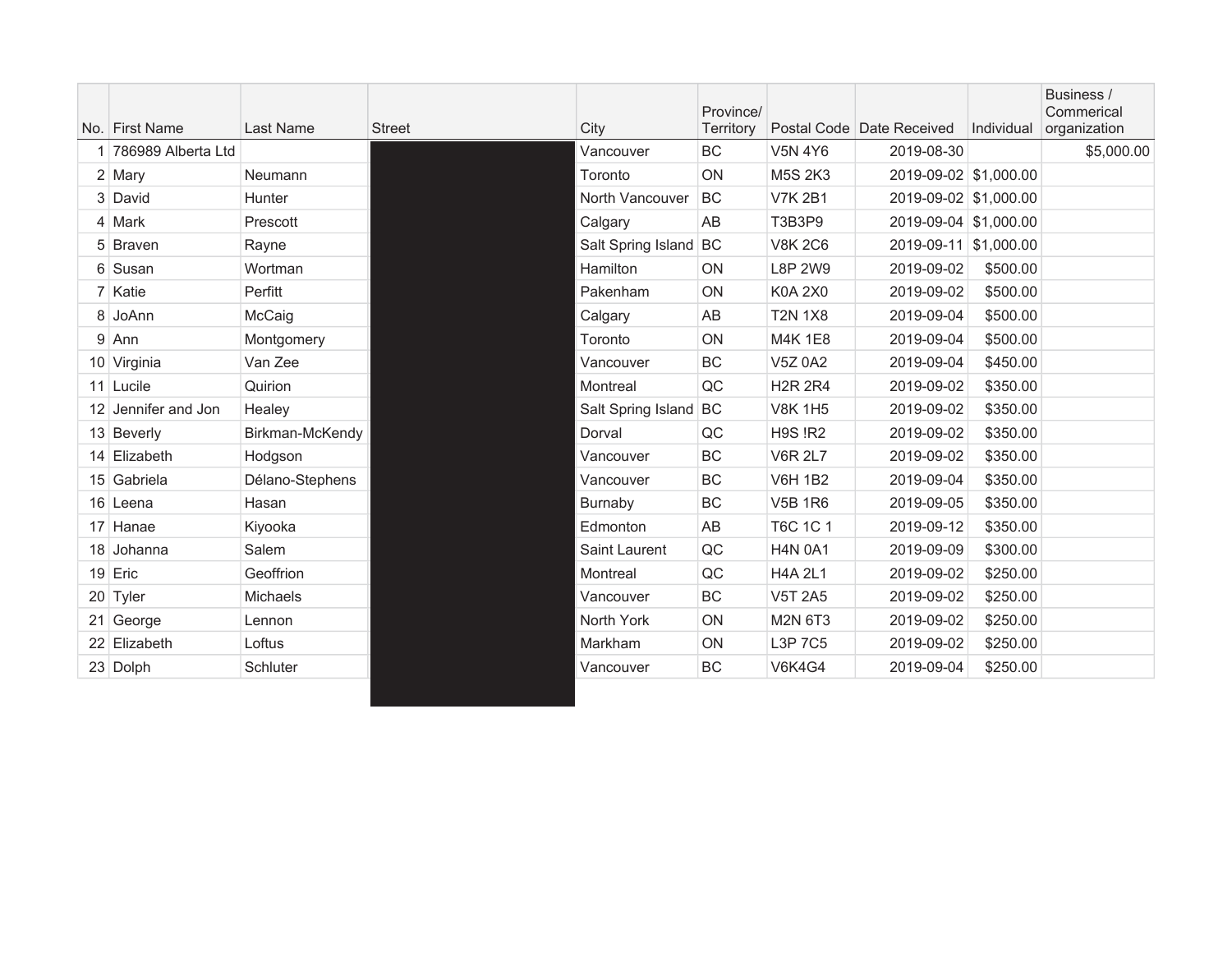| No. | First Name | Last Name | Street | City | Province/ Territory | Postal Code | Date Received | Individual | Business / Commerical organization |
|---|---|---|---|---|---|---|---|---|---|
| 1 | 786989 Alberta Ltd | | | Vancouver | BC | V5N 4Y6 | 2019-08-30 | | $5,000.00 |
| 2 | Mary | Neumann | | Toronto | ON | M5S 2K3 | 2019-09-02 | $1,000.00 | |
| 3 | David | Hunter | | North Vancouver | BC | V7K 2B1 | 2019-09-02 | $1,000.00 | |
| 4 | Mark | Prescott | | Calgary | AB | T3B3P9 | 2019-09-04 | $1,000.00 | |
| 5 | Braven | Rayne | | Salt Spring Island | BC | V8K 2C6 | 2019-09-11 | $1,000.00 | |
| 6 | Susan | Wortman | | Hamilton | ON | L8P 2W9 | 2019-09-02 | $500.00 | |
| 7 | Katie | Perfitt | | Pakenham | ON | K0A 2X0 | 2019-09-02 | $500.00 | |
| 8 | JoAnn | McCaig | | Calgary | AB | T2N 1X8 | 2019-09-04 | $500.00 | |
| 9 | Ann | Montgomery | | Toronto | ON | M4K 1E8 | 2019-09-04 | $500.00 | |
| 10 | Virginia | Van Zee | | Vancouver | BC | V5Z 0A2 | 2019-09-04 | $450.00 | |
| 11 | Lucile | Quirion | | Montreal | QC | H2R 2R4 | 2019-09-02 | $350.00 | |
| 12 | Jennifer and Jon | Healey | | Salt Spring Island | BC | V8K 1H5 | 2019-09-02 | $350.00 | |
| 13 | Beverly | Birkman-McKendy | | Dorval | QC | H9S !R2 | 2019-09-02 | $350.00 | |
| 14 | Elizabeth | Hodgson | | Vancouver | BC | V6R 2L7 | 2019-09-02 | $350.00 | |
| 15 | Gabriela | Délano-Stephens | | Vancouver | BC | V6H 1B2 | 2019-09-04 | $350.00 | |
| 16 | Leena | Hasan | | Burnaby | BC | V5B 1R6 | 2019-09-05 | $350.00 | |
| 17 | Hanae | Kiyooka | | Edmonton | AB | T6C 1C 1 | 2019-09-12 | $350.00 | |
| 18 | Johanna | Salem | | Saint Laurent | QC | H4N 0A1 | 2019-09-09 | $300.00 | |
| 19 | Eric | Geoffrion | | Montreal | QC | H4A 2L1 | 2019-09-02 | $250.00 | |
| 20 | Tyler | Michaels | | Vancouver | BC | V5T 2A5 | 2019-09-02 | $250.00 | |
| 21 | George | Lennon | | North York | ON | M2N 6T3 | 2019-09-02 | $250.00 | |
| 22 | Elizabeth | Loftus | | Markham | ON | L3P 7C5 | 2019-09-02 | $250.00 | |
| 23 | Dolph | Schluter | | Vancouver | BC | V6K4G4 | 2019-09-04 | $250.00 | |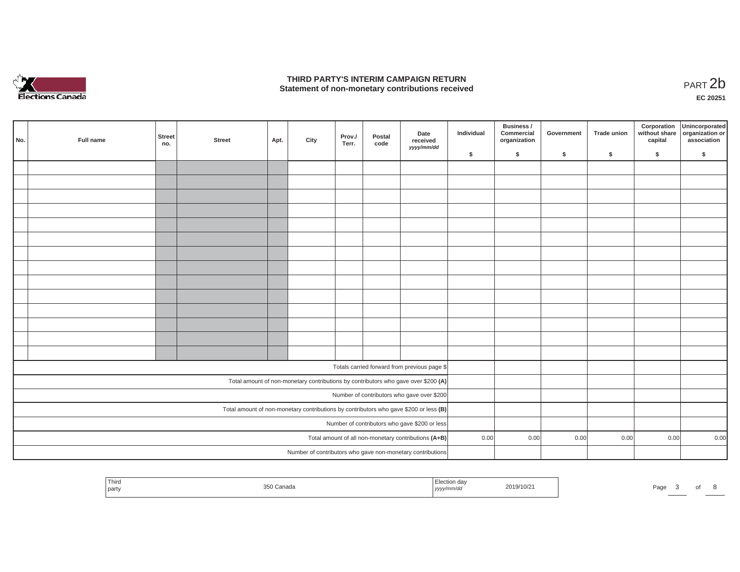# THIRD PARTY'S INTERIM CAMPAIGN RETURN
## Statement of non-monetary contributions received

PART 2b

**EC 20251**

| No. | Full name | Street no. | Street | Apt. | City | Prov./ Terr. | Postal code | Date received yyyy/mm/dd | Individual $ | Business / Commercial organization $ | Government $ | Trade union $ | Corporation without share capital $ | Unincorporated organization or association $ |
|---|---|---|---|---|---|---|---|---|---|---|---|---|---|---|
| | | | | | | | | | | | | | | |
| | | | | | | | | | | | | | | |
| | | | | | | | | | | | | | | |
| | | | | | | | | | | | | | | |
| | | | | | | | | | | | | | | |
| | | | | | | | | | | | | | | |
| | | | | | | | | | | | | | | |
| | | | | | | | | | | | | | | |
| | | | | | | | | | | | | | | |
| | | | | | | | | | | | | | | |
| | | | | | | | | | | | | | | |
| | | | | | | | | | | | | | | |
| | | | | | | | | | | | | | | |
| | | | | | | | | | | | | | | |
| Totals carried forward from previous page $ | | | | | | | | | | | | | | |
| Total amount of non-monetary contributions by contributors who gave over $200 **(A)** | | | | | | | | | | | | | | |
| Number of contributors who gave over $200 | | | | | | | | | | | | | | |
| Total amount of non-monetary contributions by contributors who gave $200 or less **(B)** | | | | | | | | | | | | | | |
| Number of contributors who gave $200 or less | | | | | | | | | | | | | | |
| Total amount of all non-monetary contributions **(A+B)** | | | | | | | | | 0.00 | 0.00 | 0.00 | 0.00 | 0.00 | 0.00 |
| Number of contributors who gave non-monetary contributions | | | | | | | | | | | | | | |

| Third party | 350 Canada | Election day yyyy/mm/dd | 2019/10/21 |
|---|---|---|---|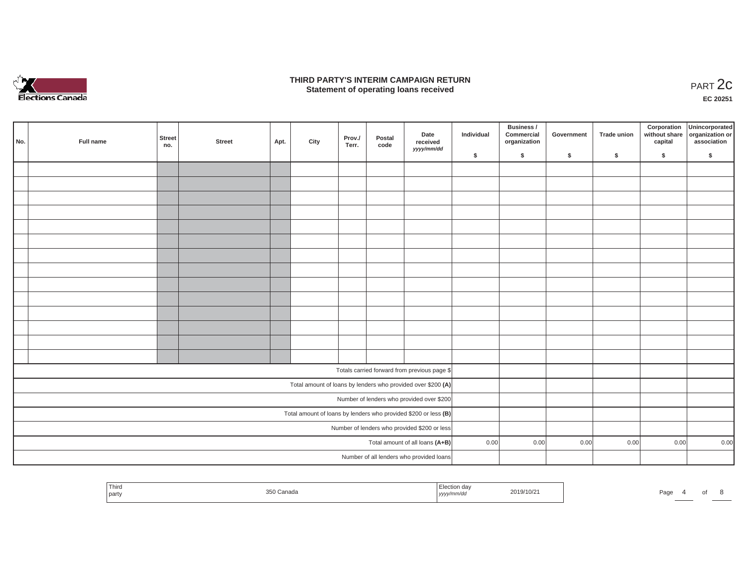# THIRD PARTY'S INTERIM CAMPAIGN RETURN
## Statement of operating loans received

PART 2c

EC 20251

| No. | Full name | Street no. | Street | Apt. | City | Prov./ Terr. | Postal code | Date received yyyy/mm/dd | Individual $ | Business / Commercial organization $ | Government $ | Trade union $ | Corporation without share capital $ | Unincorporated organization or association $ |
|---|---|---|---|---|---|---|---|---|---|---|---|---|---|---|
| | | | | | | | | | | | | | | |
| | | | | | | | | | | | | | | |
| | | | | | | | | | | | | | | |
| | | | | | | | | | | | | | | |
| | | | | | | | | | | | | | | |
| | | | | | | | | | | | | | | |
| | | | | | | | | | | | | | | |
| | | | | | | | | | | | | | | |
| | | | | | | | | | | | | | | |
| | | | | | | | | | | | | | | |
| | | | | | | | | | | | | | | |
| | | | | | | | | | | | | | | |
| | | | | | | | | | | | | | | |
| | | | | | | | | | | | | | | |
| Totals carried forward from previous page $ | | | | | | | | | | | | | | |
| Total amount of loans by lenders who provided over $200 **(A)** | | | | | | | | | | | | | | |
| Number of lenders who provided over $200 | | | | | | | | | | | | | | |
| Total amount of loans by lenders who provided $200 or less **(B)** | | | | | | | | | | | | | | |
| Number of lenders who provided $200 or less | | | | | | | | | | | | | | |
| Total amount of all loans **(A+B)** | | | | | | | | | 0.00 | 0.00 | 0.00 | 0.00 | 0.00 | 0.00 |
| Number of all lenders who provided loans | | | | | | | | | | | | | | |

| Third party | 350 Canada | Election day yyyy/mm/dd | 2019/10/21 |
|---|---|---|---|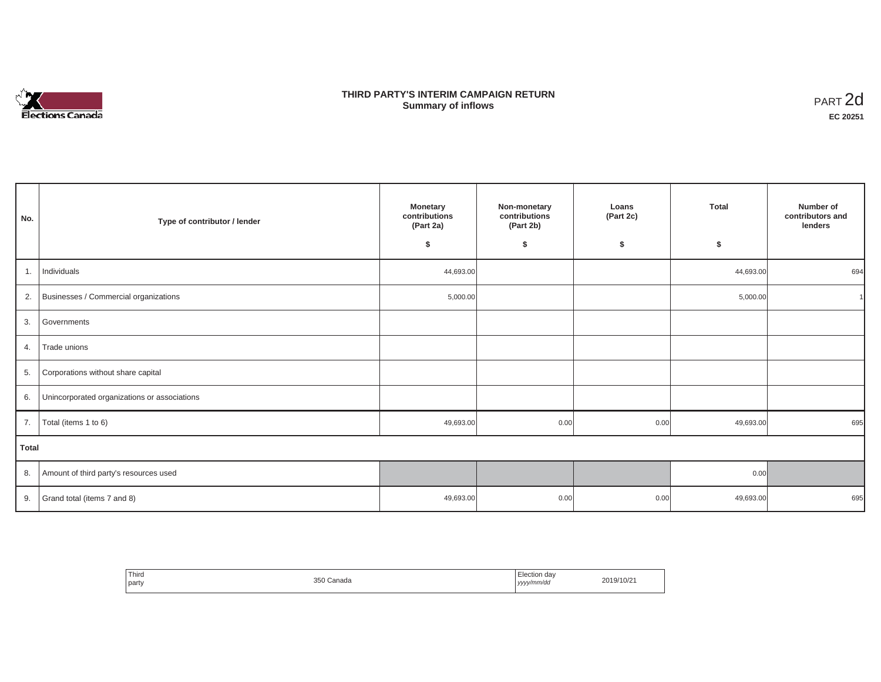# THIRD PARTY'S INTERIM CAMPAIGN RETURN
## Summary of inflows

PART 2d

**EC 20251**

| No. | Type of contributor / lender | Monetary contributions (Part 2a) $ | Non-monetary contributions (Part 2b) $ | Loans (Part 2c) $ | Total $ | Number of contributors and lenders |
|---|---|---|---|---|---|---|
| 1. | Individuals | 44,693.00 | | | 44,693.00 | 694 |
| 2. | Businesses / Commercial organizations | 5,000.00 | | | 5,000.00 | 1 |
| 3. | Governments | | | | | |
| 4. | Trade unions | | | | | |
| 5. | Corporations without share capital | | | | | |
| 6. | Unincorporated organizations or associations | | | | | |
| 7. | Total (items 1 to 6) | 49,693.00 | 0.00 | 0.00 | 49,693.00 | 695 |
| **Total** | | | | | | |
| 8. | Amount of third party's resources used | | | | 0.00 | |
| 9. | Grand total (items 7 and 8) | 49,693.00 | 0.00 | 0.00 | 49,693.00 | 695 |

| Third party | 350 Canada | Election day *yyyy/mm/dd* | 2019/10/21 |
|---|---|---|---|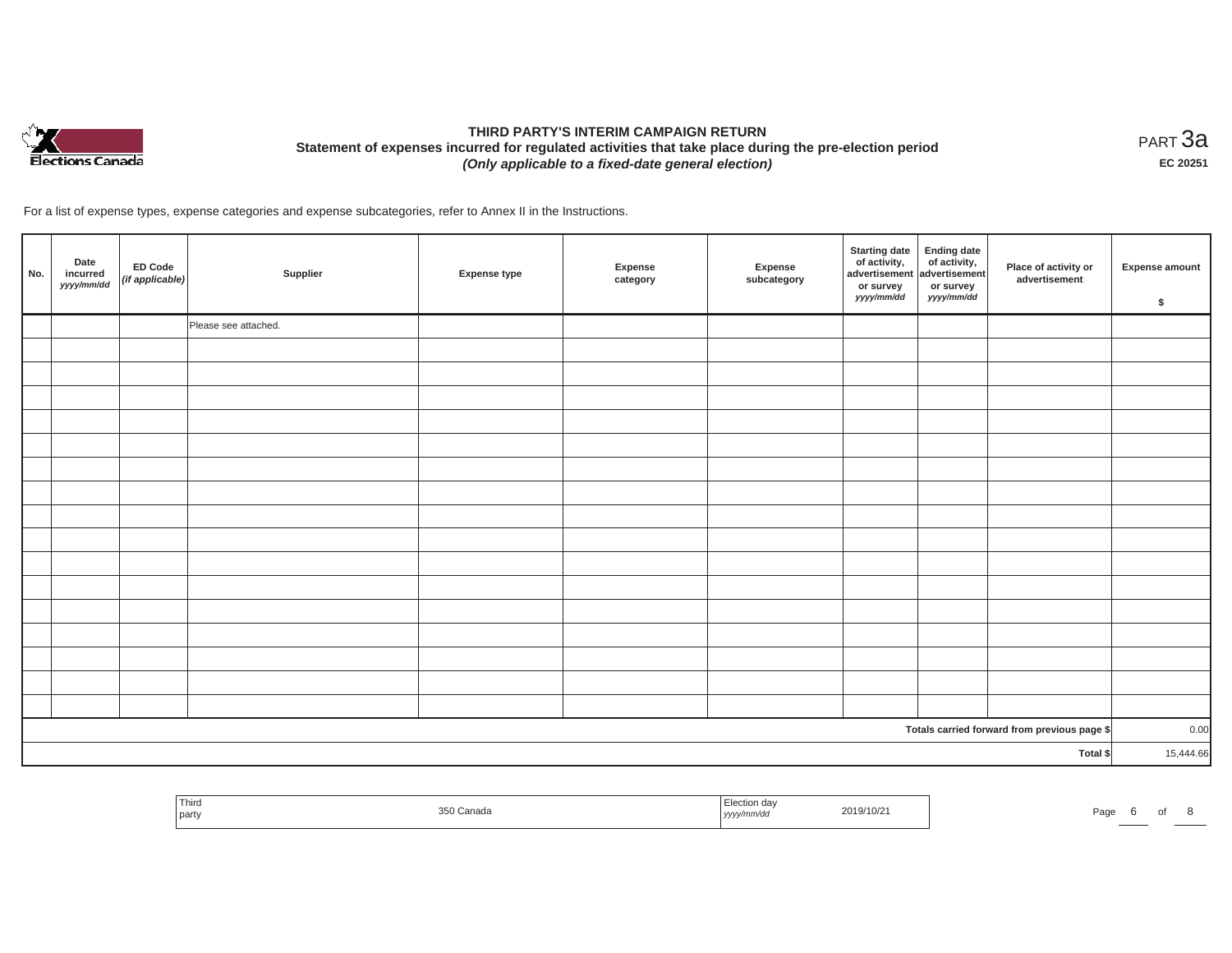# THIRD PARTY'S INTERIM CAMPAIGN RETURN

## Statement of expenses incurred for regulated activities that take place during the pre-election period

***(Only applicable to a fixed-date general election)***

PART 3a

**EC 20251**

For a list of expense types, expense categories and expense subcategories, refer to Annex II in the Instructions.

| No. | Date incurred *yyyy/mm/dd* | ED Code *(if applicable)* | Supplier | Expense type | Expense category | Expense subcategory | Starting date of activity, advertisement or survey *yyyy/mm/dd* | Ending date of activity, advertisement or survey *yyyy/mm/dd* | Place of activity or advertisement | Expense amount $ |
|---|---|---|---|---|---|---|---|---|---|---|
| | | | Please see attached. | | | | | | | |
| | | | | | | | | | | |
| | | | | | | | | | | |
| | | | | | | | | | | |
| | | | | | | | | | | |
| | | | | | | | | | | |
| | | | | | | | | | | |
| | | | | | | | | | | |
| | | | | | | | | | | |
| | | | | | | | | | | |
| | | | | | | | | | | |
| | | | | | | | | | | |
| | | | | | | | | | | |
| | | | | | | | | | | |
| | | | | | | | | | | |
| | | | | | | | | | | |
| | | | | | | | | | | |
| | | | | | | | | | Totals carried forward from previous page $ | 0.00 |
| | | | | | | | | | Total $ | 15,444.66 |

| Third party | 350 Canada | Election day *yyyy/mm/dd* | 2019/10/21 |
|---|---|---|---|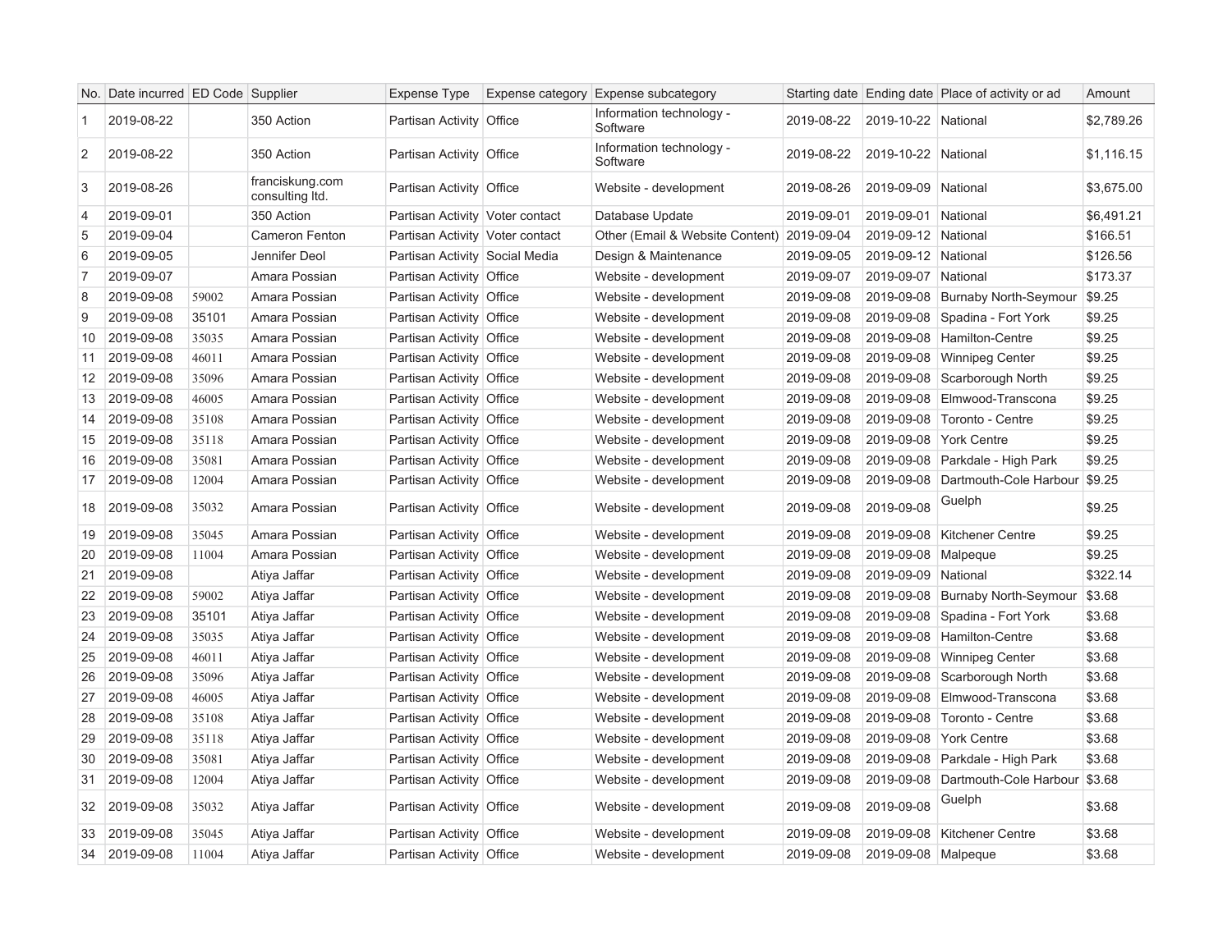| No. | Date incurred | ED Code | Supplier | Expense Type | Expense category | Expense subcategory | Starting date | Ending date | Place of activity or ad | Amount |
|---|---|---|---|---|---|---|---|---|---|---|
| 1 | 2019-08-22 | | 350 Action | Partisan Activity | Office | Information technology - Software | 2019-08-22 | 2019-10-22 | National | $2,789.26 |
| 2 | 2019-08-22 | | 350 Action | Partisan Activity | Office | Information technology - Software | 2019-08-22 | 2019-10-22 | National | $1,116.15 |
| 3 | 2019-08-26 | | franciskung.com consulting ltd. | Partisan Activity | Office | Website - development | 2019-08-26 | 2019-09-09 | National | $3,675.00 |
| 4 | 2019-09-01 | | 350 Action | Partisan Activity | Voter contact | Database Update | 2019-09-01 | 2019-09-01 | National | $6,491.21 |
| 5 | 2019-09-04 | | Cameron Fenton | Partisan Activity | Voter contact | Other (Email & Website Content) | 2019-09-04 | 2019-09-12 | National | $166.51 |
| 6 | 2019-09-05 | | Jennifer Deol | Partisan Activity | Social Media | Design & Maintenance | 2019-09-05 | 2019-09-12 | National | $126.56 |
| 7 | 2019-09-07 | | Amara Possian | Partisan Activity | Office | Website - development | 2019-09-07 | 2019-09-07 | National | $173.37 |
| 8 | 2019-09-08 | 59002 | Amara Possian | Partisan Activity | Office | Website - development | 2019-09-08 | 2019-09-08 | Burnaby North-Seymour | $9.25 |
| 9 | 2019-09-08 | 35101 | Amara Possian | Partisan Activity | Office | Website - development | 2019-09-08 | 2019-09-08 | Spadina - Fort York | $9.25 |
| 10 | 2019-09-08 | 35035 | Amara Possian | Partisan Activity | Office | Website - development | 2019-09-08 | 2019-09-08 | Hamilton-Centre | $9.25 |
| 11 | 2019-09-08 | 46011 | Amara Possian | Partisan Activity | Office | Website - development | 2019-09-08 | 2019-09-08 | Winnipeg Center | $9.25 |
| 12 | 2019-09-08 | 35096 | Amara Possian | Partisan Activity | Office | Website - development | 2019-09-08 | 2019-09-08 | Scarborough North | $9.25 |
| 13 | 2019-09-08 | 46005 | Amara Possian | Partisan Activity | Office | Website - development | 2019-09-08 | 2019-09-08 | Elmwood-Transcona | $9.25 |
| 14 | 2019-09-08 | 35108 | Amara Possian | Partisan Activity | Office | Website - development | 2019-09-08 | 2019-09-08 | Toronto - Centre | $9.25 |
| 15 | 2019-09-08 | 35118 | Amara Possian | Partisan Activity | Office | Website - development | 2019-09-08 | 2019-09-08 | York Centre | $9.25 |
| 16 | 2019-09-08 | 35081 | Amara Possian | Partisan Activity | Office | Website - development | 2019-09-08 | 2019-09-08 | Parkdale - High Park | $9.25 |
| 17 | 2019-09-08 | 12004 | Amara Possian | Partisan Activity | Office | Website - development | 2019-09-08 | 2019-09-08 | Dartmouth-Cole Harbour | $9.25 |
| 18 | 2019-09-08 | 35032 | Amara Possian | Partisan Activity | Office | Website - development | 2019-09-08 | 2019-09-08 | Guelph | $9.25 |
| 19 | 2019-09-08 | 35045 | Amara Possian | Partisan Activity | Office | Website - development | 2019-09-08 | 2019-09-08 | Kitchener Centre | $9.25 |
| 20 | 2019-09-08 | 11004 | Amara Possian | Partisan Activity | Office | Website - development | 2019-09-08 | 2019-09-08 | Malpeque | $9.25 |
| 21 | 2019-09-08 | | Atiya Jaffar | Partisan Activity | Office | Website - development | 2019-09-08 | 2019-09-09 | National | $322.14 |
| 22 | 2019-09-08 | 59002 | Atiya Jaffar | Partisan Activity | Office | Website - development | 2019-09-08 | 2019-09-08 | Burnaby North-Seymour | $3.68 |
| 23 | 2019-09-08 | 35101 | Atiya Jaffar | Partisan Activity | Office | Website - development | 2019-09-08 | 2019-09-08 | Spadina - Fort York | $3.68 |
| 24 | 2019-09-08 | 35035 | Atiya Jaffar | Partisan Activity | Office | Website - development | 2019-09-08 | 2019-09-08 | Hamilton-Centre | $3.68 |
| 25 | 2019-09-08 | 46011 | Atiya Jaffar | Partisan Activity | Office | Website - development | 2019-09-08 | 2019-09-08 | Winnipeg Center | $3.68 |
| 26 | 2019-09-08 | 35096 | Atiya Jaffar | Partisan Activity | Office | Website - development | 2019-09-08 | 2019-09-08 | Scarborough North | $3.68 |
| 27 | 2019-09-08 | 46005 | Atiya Jaffar | Partisan Activity | Office | Website - development | 2019-09-08 | 2019-09-08 | Elmwood-Transcona | $3.68 |
| 28 | 2019-09-08 | 35108 | Atiya Jaffar | Partisan Activity | Office | Website - development | 2019-09-08 | 2019-09-08 | Toronto - Centre | $3.68 |
| 29 | 2019-09-08 | 35118 | Atiya Jaffar | Partisan Activity | Office | Website - development | 2019-09-08 | 2019-09-08 | York Centre | $3.68 |
| 30 | 2019-09-08 | 35081 | Atiya Jaffar | Partisan Activity | Office | Website - development | 2019-09-08 | 2019-09-08 | Parkdale - High Park | $3.68 |
| 31 | 2019-09-08 | 12004 | Atiya Jaffar | Partisan Activity | Office | Website - development | 2019-09-08 | 2019-09-08 | Dartmouth-Cole Harbour | $3.68 |
| 32 | 2019-09-08 | 35032 | Atiya Jaffar | Partisan Activity | Office | Website - development | 2019-09-08 | 2019-09-08 | Guelph | $3.68 |
| 33 | 2019-09-08 | 35045 | Atiya Jaffar | Partisan Activity | Office | Website - development | 2019-09-08 | 2019-09-08 | Kitchener Centre | $3.68 |
| 34 | 2019-09-08 | 11004 | Atiya Jaffar | Partisan Activity | Office | Website - development | 2019-09-08 | 2019-09-08 | Malpeque | $3.68 |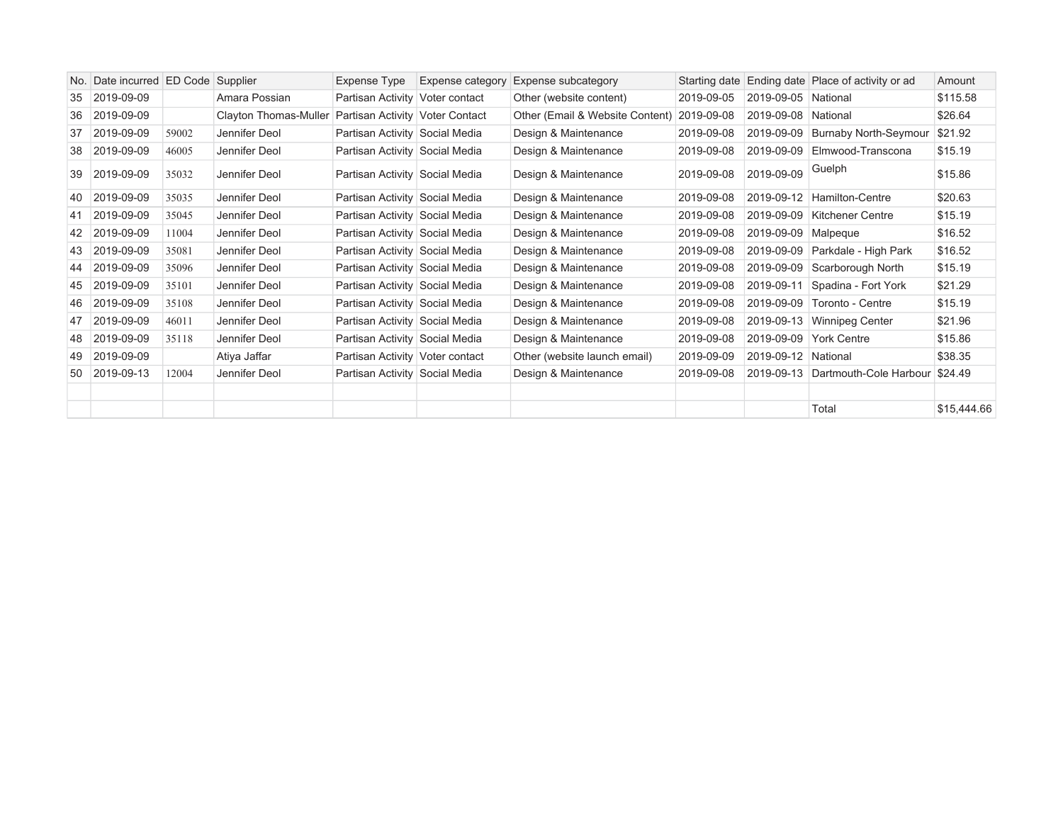| No. | Date incurred | ED Code | Supplier | Expense Type | Expense category | Expense subcategory | Starting date | Ending date | Place of activity or ad | Amount |
|---|---|---|---|---|---|---|---|---|---|---|
| 35 | 2019-09-09 | | Amara Possian | Partisan Activity | Voter contact | Other (website content) | 2019-09-05 | 2019-09-05 | National | $115.58 |
| 36 | 2019-09-09 | | Clayton Thomas-Muller | Partisan Activity | Voter Contact | Other (Email & Website Content) | 2019-09-08 | 2019-09-08 | National | $26.64 |
| 37 | 2019-09-09 | 59002 | Jennifer Deol | Partisan Activity | Social Media | Design & Maintenance | 2019-09-08 | 2019-09-09 | Burnaby North-Seymour | $21.92 |
| 38 | 2019-09-09 | 46005 | Jennifer Deol | Partisan Activity | Social Media | Design & Maintenance | 2019-09-08 | 2019-09-09 | Elmwood-Transcona | $15.19 |
| 39 | 2019-09-09 | 35032 | Jennifer Deol | Partisan Activity | Social Media | Design & Maintenance | 2019-09-08 | 2019-09-09 | Guelph | $15.86 |
| 40 | 2019-09-09 | 35035 | Jennifer Deol | Partisan Activity | Social Media | Design & Maintenance | 2019-09-08 | 2019-09-12 | Hamilton-Centre | $20.63 |
| 41 | 2019-09-09 | 35045 | Jennifer Deol | Partisan Activity | Social Media | Design & Maintenance | 2019-09-08 | 2019-09-09 | Kitchener Centre | $15.19 |
| 42 | 2019-09-09 | 11004 | Jennifer Deol | Partisan Activity | Social Media | Design & Maintenance | 2019-09-08 | 2019-09-09 | Malpeque | $16.52 |
| 43 | 2019-09-09 | 35081 | Jennifer Deol | Partisan Activity | Social Media | Design & Maintenance | 2019-09-08 | 2019-09-09 | Parkdale - High Park | $16.52 |
| 44 | 2019-09-09 | 35096 | Jennifer Deol | Partisan Activity | Social Media | Design & Maintenance | 2019-09-08 | 2019-09-09 | Scarborough North | $15.19 |
| 45 | 2019-09-09 | 35101 | Jennifer Deol | Partisan Activity | Social Media | Design & Maintenance | 2019-09-08 | 2019-09-11 | Spadina - Fort York | $21.29 |
| 46 | 2019-09-09 | 35108 | Jennifer Deol | Partisan Activity | Social Media | Design & Maintenance | 2019-09-08 | 2019-09-09 | Toronto - Centre | $15.19 |
| 47 | 2019-09-09 | 46011 | Jennifer Deol | Partisan Activity | Social Media | Design & Maintenance | 2019-09-08 | 2019-09-13 | Winnipeg Center | $21.96 |
| 48 | 2019-09-09 | 35118 | Jennifer Deol | Partisan Activity | Social Media | Design & Maintenance | 2019-09-08 | 2019-09-09 | York Centre | $15.86 |
| 49 | 2019-09-09 | | Atiya Jaffar | Partisan Activity | Voter contact | Other (website launch email) | 2019-09-09 | 2019-09-12 | National | $38.35 |
| 50 | 2019-09-13 | 12004 | Jennifer Deol | Partisan Activity | Social Media | Design & Maintenance | 2019-09-08 | 2019-09-13 | Dartmouth-Cole Harbour | $24.49 |
| | | | | | | | | | | |
| | | | | | | | | | Total | $15,444.66 |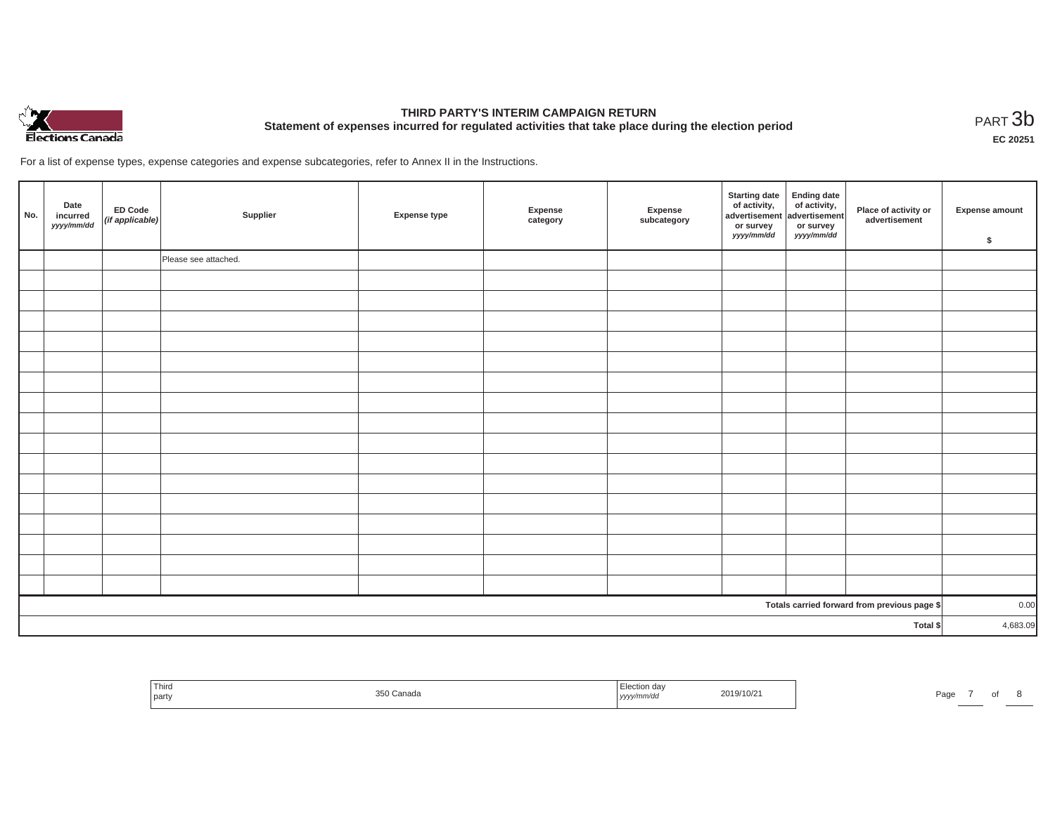# THIRD PARTY'S INTERIM CAMPAIGN RETURN

## Statement of expenses incurred for regulated activities that take place during the election period

PART 3b

**EC 20251**

For a list of expense types, expense categories and expense subcategories, refer to Annex II in the Instructions.

| No. | Date incurred *yyyy/mm/dd* | ED Code *(if applicable)* | Supplier | Expense type | Expense category | Expense subcategory | Starting date of activity, advertisement or survey *yyyy/mm/dd* | Ending date of activity, advertisement or survey *yyyy/mm/dd* | Place of activity or advertisement | Expense amount $ |
|---|---|---|---|---|---|---|---|---|---|---|
| | | | Please see attached. | | | | | | | |
| | | | | | | | | | | |
| | | | | | | | | | | |
| | | | | | | | | | | |
| | | | | | | | | | | |
| | | | | | | | | | | |
| | | | | | | | | | | |
| | | | | | | | | | | |
| | | | | | | | | | | |
| | | | | | | | | | | |
| | | | | | | | | | | |
| | | | | | | | | | | |
| | | | | | | | | | | |
| | | | | | | | | | | |
| | | | | | | | | | | |
| | | | | | | | | | | |
| | | | | | | | | | | |
| | | | | | | | | | Totals carried forward from previous page $ | 0.00 |
| | | | | | | | | | Total $ | 4,683.09 |

| Third party | 350 Canada | Election day *yyyy/mm/dd* | 2019/10/21 |
|---|---|---|---|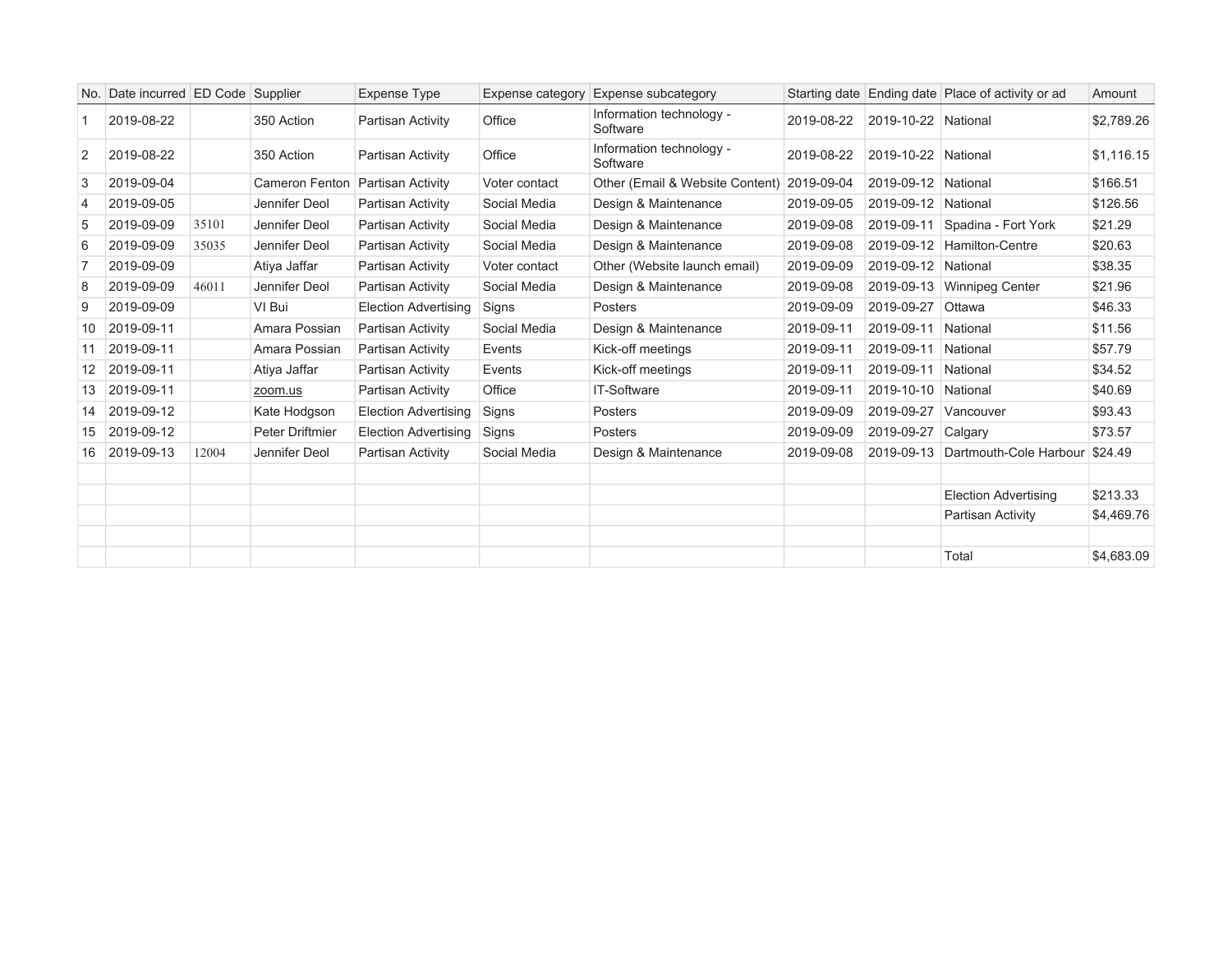| No. | Date incurred | ED Code | Supplier | Expense Type | Expense category | Expense subcategory | Starting date | Ending date | Place of activity or ad | Amount |
|---|---|---|---|---|---|---|---|---|---|---|
| 1 | 2019-08-22 | | 350 Action | Partisan Activity | Office | Information technology - Software | 2019-08-22 | 2019-10-22 | National | $2,789.26 |
| 2 | 2019-08-22 | | 350 Action | Partisan Activity | Office | Information technology - Software | 2019-08-22 | 2019-10-22 | National | $1,116.15 |
| 3 | 2019-09-04 | | Cameron Fenton | Partisan Activity | Voter contact | Other (Email & Website Content) | 2019-09-04 | 2019-09-12 | National | $166.51 |
| 4 | 2019-09-05 | | Jennifer Deol | Partisan Activity | Social Media | Design & Maintenance | 2019-09-05 | 2019-09-12 | National | $126.56 |
| 5 | 2019-09-09 | 35101 | Jennifer Deol | Partisan Activity | Social Media | Design & Maintenance | 2019-09-08 | 2019-09-11 | Spadina - Fort York | $21.29 |
| 6 | 2019-09-09 | 35035 | Jennifer Deol | Partisan Activity | Social Media | Design & Maintenance | 2019-09-08 | 2019-09-12 | Hamilton-Centre | $20.63 |
| 7 | 2019-09-09 | | Atiya Jaffar | Partisan Activity | Voter contact | Other (Website launch email) | 2019-09-09 | 2019-09-12 | National | $38.35 |
| 8 | 2019-09-09 | 46011 | Jennifer Deol | Partisan Activity | Social Media | Design & Maintenance | 2019-09-08 | 2019-09-13 | Winnipeg Center | $21.96 |
| 9 | 2019-09-09 | | VI Bui | Election Advertising | Signs | Posters | 2019-09-09 | 2019-09-27 | Ottawa | $46.33 |
| 10 | 2019-09-11 | | Amara Possian | Partisan Activity | Social Media | Design & Maintenance | 2019-09-11 | 2019-09-11 | National | $11.56 |
| 11 | 2019-09-11 | | Amara Possian | Partisan Activity | Events | Kick-off meetings | 2019-09-11 | 2019-09-11 | National | $57.79 |
| 12 | 2019-09-11 | | Atiya Jaffar | Partisan Activity | Events | Kick-off meetings | 2019-09-11 | 2019-09-11 | National | $34.52 |
| 13 | 2019-09-11 | | zoom.us | Partisan Activity | Office | IT-Software | 2019-09-11 | 2019-10-10 | National | $40.69 |
| 14 | 2019-09-12 | | Kate Hodgson | Election Advertising | Signs | Posters | 2019-09-09 | 2019-09-27 | Vancouver | $93.43 |
| 15 | 2019-09-12 | | Peter Driftmier | Election Advertising | Signs | Posters | 2019-09-09 | 2019-09-27 | Calgary | $73.57 |
| 16 | 2019-09-13 | 12004 | Jennifer Deol | Partisan Activity | Social Media | Design & Maintenance | 2019-09-08 | 2019-09-13 | Dartmouth-Cole Harbour | $24.49 |
| | | | | | | | | | | |
| | | | | | | | | | Election Advertising | $213.33 |
| | | | | | | | | | Partisan Activity | $4,469.76 |
| | | | | | | | | | | |
| | | | | | | | | | Total | $4,683.09 |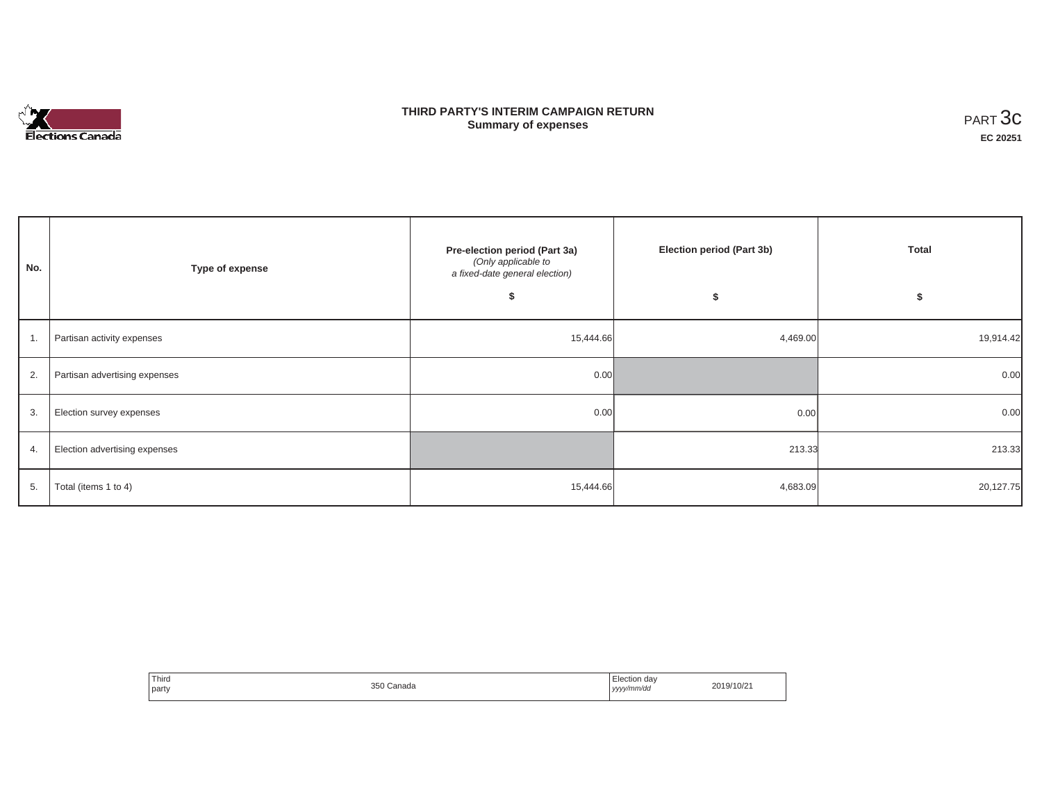# THIRD PARTY'S INTERIM CAMPAIGN RETURN
## Summary of expenses

PART 3c
**EC 20251**

| No. | Type of expense | Pre-election period (Part 3a) *(Only applicable to a fixed-date general election)* $ | Election period (Part 3b) $ | Total $ |
|---|---|---|---|---|
| 1. | Partisan activity expenses | 15,444.66 | 4,469.00 | 19,914.42 |
| 2. | Partisan advertising expenses | 0.00 | | 0.00 |
| 3. | Election survey expenses | 0.00 | 0.00 | 0.00 |
| 4. | Election advertising expenses | | 213.33 | 213.33 |
| 5. | Total (items 1 to 4) | 15,444.66 | 4,683.09 | 20,127.75 |

| | | | |
|---|---|---|---|
| Third party | 350 Canada | Election day *yyyy/mm/dd* | 2019/10/21 |